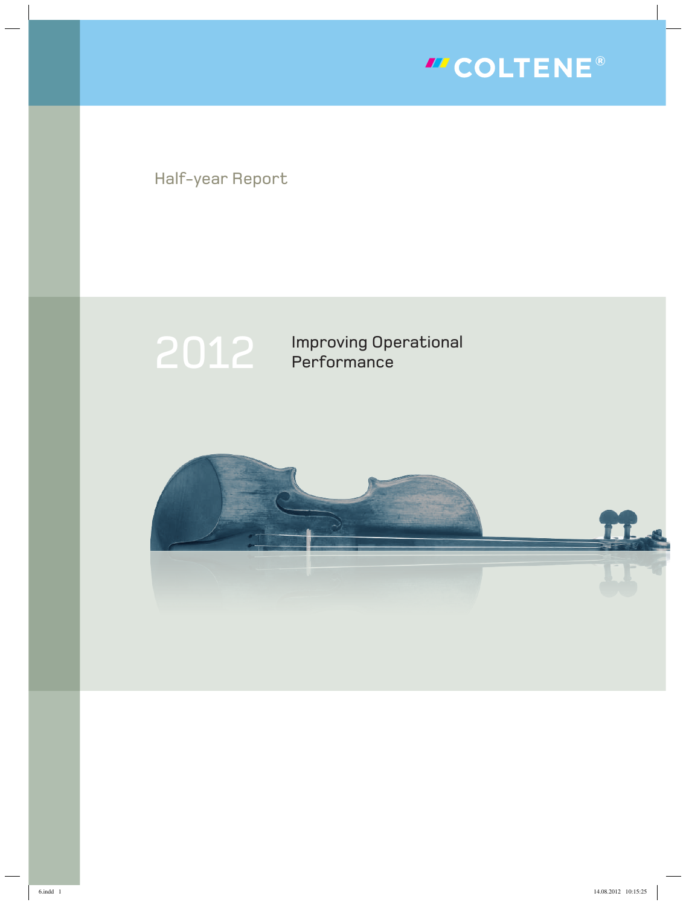COLTENE®

Half-year Report

# 2012

Improving Operational Performance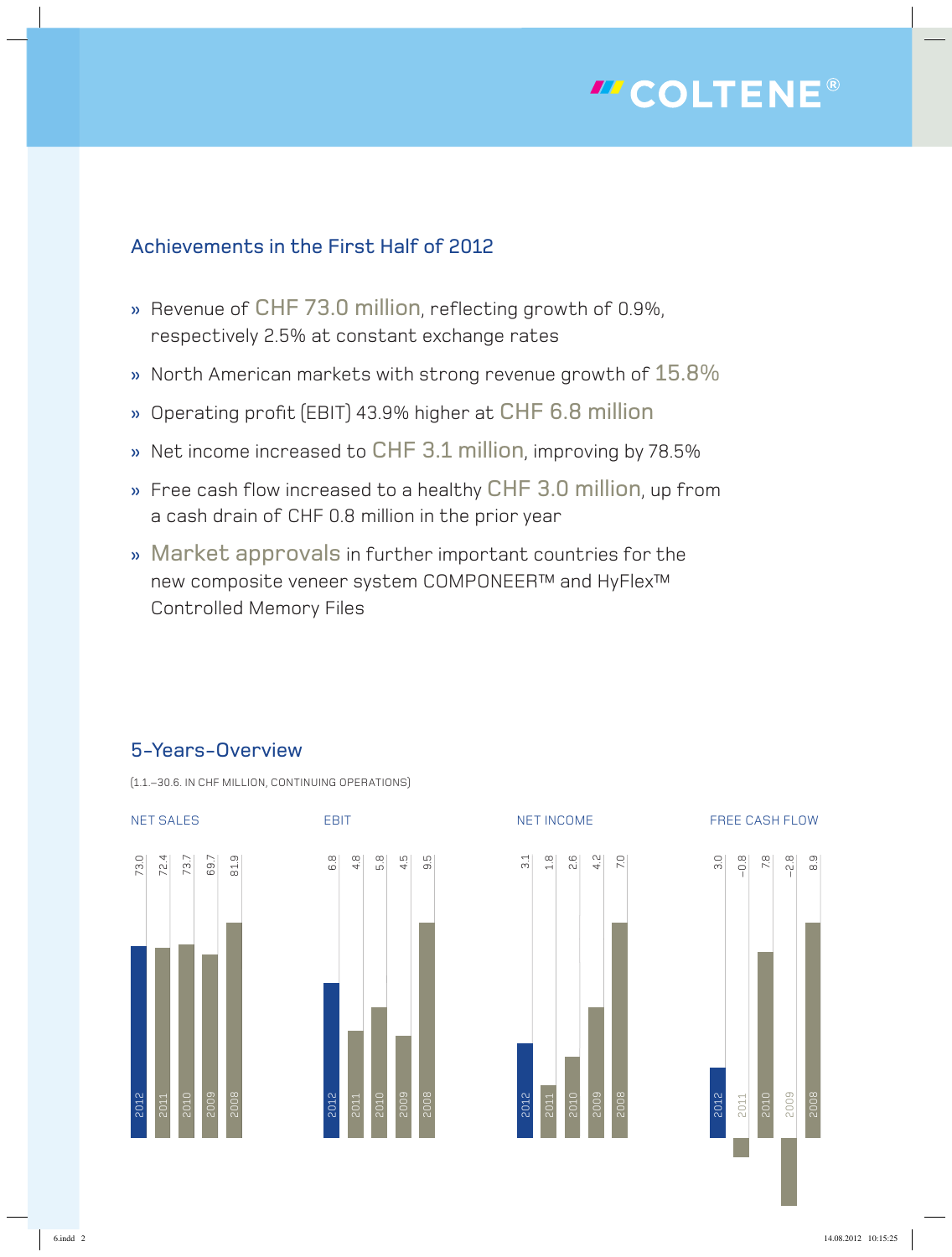## Achievements in the First Half of 2012

- Revenue of CHF 73.0 million, reflecting growth of 0.9%, respectively 2.5% at constant exchange rates
- North American markets with strong revenue growth of 15.8%
- Operating profit (EBIT) 43.9% higher at CHF 6.8 million
- Net income increased to CHF 3.1 million, improving by 78.5%
- Free cash flow increased to a healthy CHF 3.0 million, up from a cash drain of CHF 0.8 million in the prior year
- Market approvals in further important countries for the new composite veneer system COMPONEER™ and HyFlex™ Controlled Memory Files

## 5-Years-Overview

(1.1.–30.6. IN CHF MILLION, CONTINUING OPERATIONS)

| | 2012 | 2011 | 2010 | 2009 | 2008 |
|---|---|---|---|---|---|
| NET SALES | 73.0 | 72.4 | 73.7 | 69.7 | 81.9 |
| EBIT | 6.8 | 4.8 | 5.8 | 4.5 | 9.5 |
| NET INCOME | 3.1 | 1.8 | 2.6 | 4.2 | 7.0 |
| FREE CASH FLOW | 3.0 | –0.8 | 7.8 | –2.8 | 8.9 |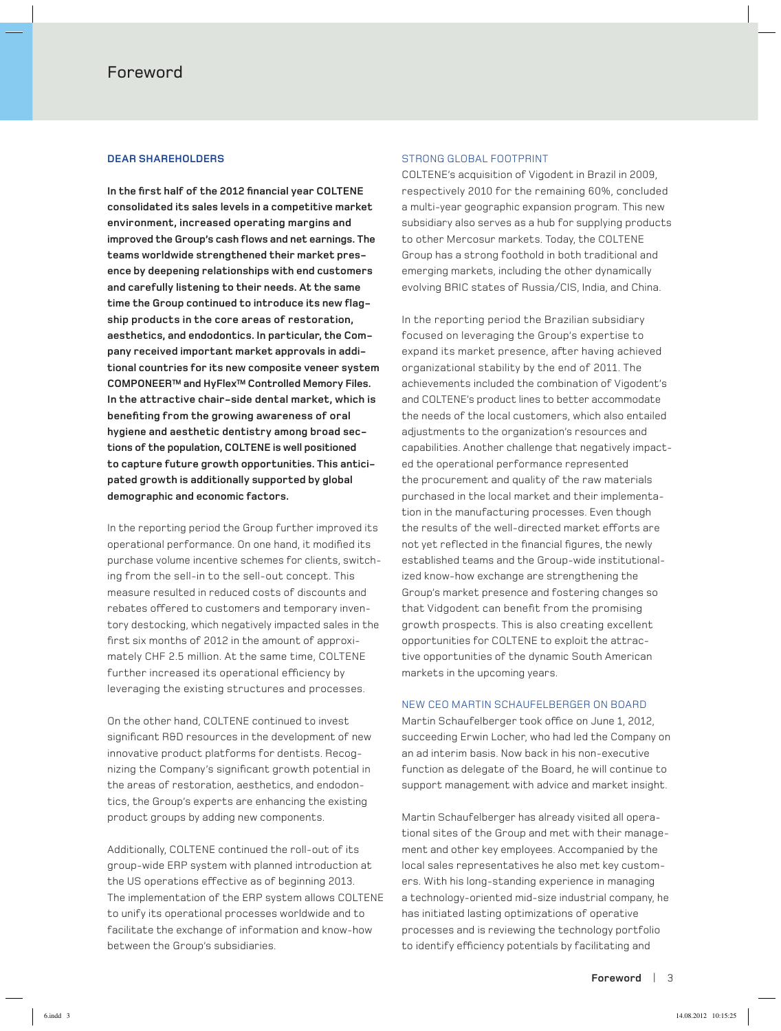# Foreword

## DEAR SHAREHOLDERS

**In the first half of the 2012 financial year COLTENE consolidated its sales levels in a competitive market environment, increased operating margins and improved the Group's cash flows and net earnings. The teams worldwide strengthened their market presence by deepening relationships with end customers and carefully listening to their needs. At the same time the Group continued to introduce its new flagship products in the core areas of restoration, aesthetics, and endodontics. In particular, the Company received important market approvals in additional countries for its new composite veneer system COMPONEER™ and HyFlex™ Controlled Memory Files. In the attractive chair-side dental market, which is benefiting from the growing awareness of oral hygiene and aesthetic dentistry among broad sections of the population, COLTENE is well positioned to capture future growth opportunities. This anticipated growth is additionally supported by global demographic and economic factors.**

In the reporting period the Group further improved its operational performance. On one hand, it modified its purchase volume incentive schemes for clients, switching from the sell-in to the sell-out concept. This measure resulted in reduced costs of discounts and rebates offered to customers and temporary inventory destocking, which negatively impacted sales in the first six months of 2012 in the amount of approximately CHF 2.5 million. At the same time, COLTENE further increased its operational efficiency by leveraging the existing structures and processes.

On the other hand, COLTENE continued to invest significant R&D resources in the development of new innovative product platforms for dentists. Recognizing the Company's significant growth potential in the areas of restoration, aesthetics, and endodontics, the Group's experts are enhancing the existing product groups by adding new components.

Additionally, COLTENE continued the roll-out of its group-wide ERP system with planned introduction at the US operations effective as of beginning 2013. The implementation of the ERP system allows COLTENE to unify its operational processes worldwide and to facilitate the exchange of information and know-how between the Group's subsidiaries.

## STRONG GLOBAL FOOTPRINT

COLTENE's acquisition of Vigodent in Brazil in 2009, respectively 2010 for the remaining 60%, concluded a multi-year geographic expansion program. This new subsidiary also serves as a hub for supplying products to other Mercosur markets. Today, the COLTENE Group has a strong foothold in both traditional and emerging markets, including the other dynamically evolving BRIC states of Russia/CIS, India, and China.

In the reporting period the Brazilian subsidiary focused on leveraging the Group's expertise to expand its market presence, after having achieved organizational stability by the end of 2011. The achievements included the combination of Vigodent's and COLTENE's product lines to better accommodate the needs of the local customers, which also entailed adjustments to the organization's resources and capabilities. Another challenge that negatively impacted the operational performance represented the procurement and quality of the raw materials purchased in the local market and their implementation in the manufacturing processes. Even though the results of the well-directed market efforts are not yet reflected in the financial figures, the newly established teams and the Group-wide institutionalized know-how exchange are strengthening the Group's market presence and fostering changes so that Vidgodent can benefit from the promising growth prospects. This is also creating excellent opportunities for COLTENE to exploit the attractive opportunities of the dynamic South American markets in the upcoming years.

## NEW CEO MARTIN SCHAUFELBERGER ON BOARD

Martin Schaufelberger took office on June 1, 2012, succeeding Erwin Locher, who had led the Company on an ad interim basis. Now back in his non-executive function as delegate of the Board, he will continue to support management with advice and market insight.

Martin Schaufelberger has already visited all operational sites of the Group and met with their management and other key employees. Accompanied by the local sales representatives he also met key customers. With his long-standing experience in managing a technology-oriented mid-size industrial company, he has initiated lasting optimizations of operative processes and is reviewing the technology portfolio to identify efficiency potentials by facilitating and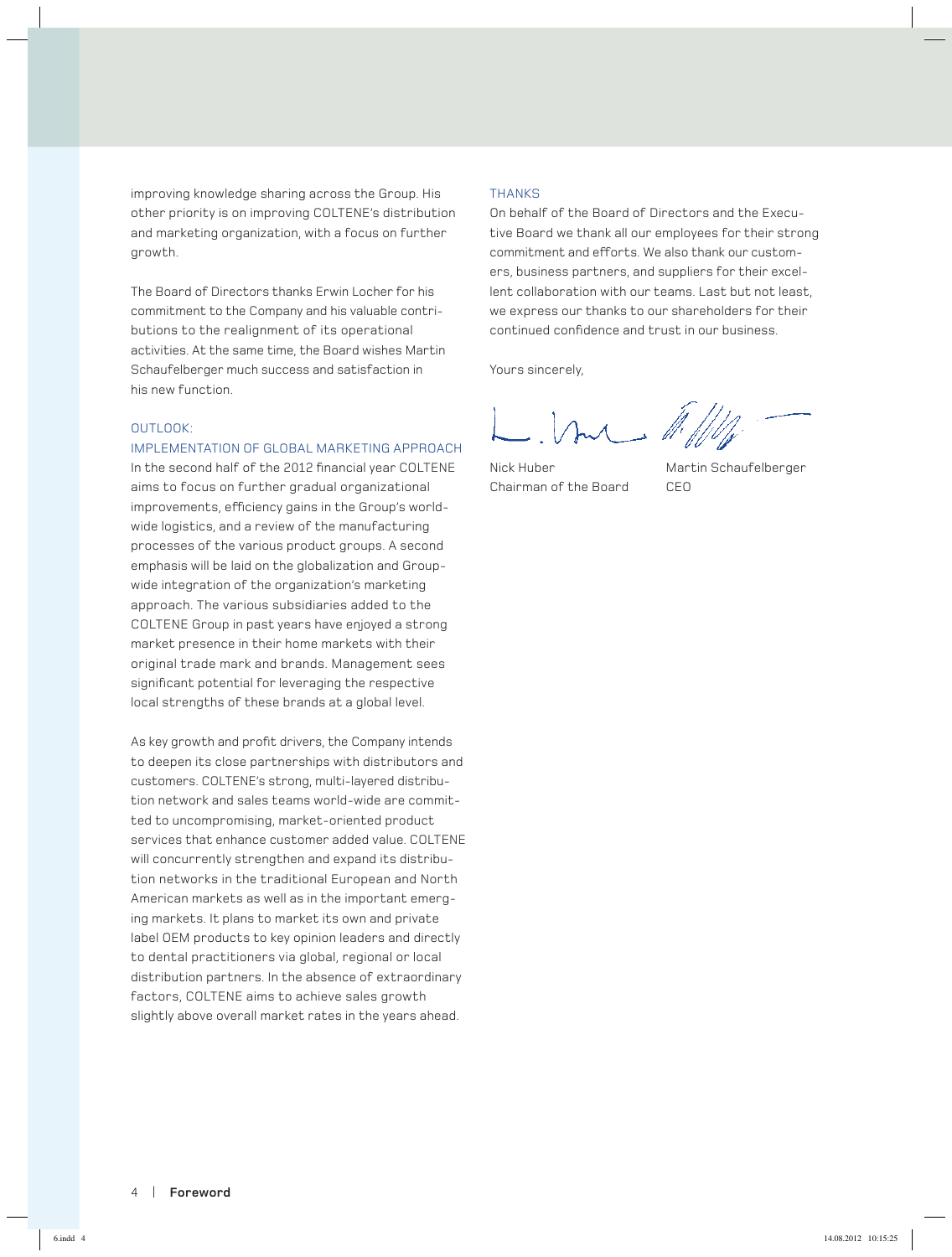improving knowledge sharing across the Group. His other priority is on improving COLTENE's distribution and marketing organization, with a focus on further growth.

The Board of Directors thanks Erwin Locher for his commitment to the Company and his valuable contributions to the realignment of its operational activities. At the same time, the Board wishes Martin Schaufelberger much success and satisfaction in his new function.

## OUTLOOK: IMPLEMENTATION OF GLOBAL MARKETING APPROACH

In the second half of the 2012 financial year COLTENE aims to focus on further gradual organizational improvements, efficiency gains in the Group's worldwide logistics, and a review of the manufacturing processes of the various product groups. A second emphasis will be laid on the globalization and Group-wide integration of the organization's marketing approach. The various subsidiaries added to the COLTENE Group in past years have enjoyed a strong market presence in their home markets with their original trade mark and brands. Management sees significant potential for leveraging the respective local strengths of these brands at a global level.

As key growth and profit drivers, the Company intends to deepen its close partnerships with distributors and customers. COLTENE's strong, multi-layered distribution network and sales teams world-wide are committed to uncompromising, market-oriented product services that enhance customer added value. COLTENE will concurrently strengthen and expand its distribution networks in the traditional European and North American markets as well as in the important emerging markets. It plans to market its own and private label OEM products to key opinion leaders and directly to dental practitioners via global, regional or local distribution partners. In the absence of extraordinary factors, COLTENE aims to achieve sales growth slightly above overall market rates in the years ahead.

## THANKS

On behalf of the Board of Directors and the Executive Board we thank all our employees for their strong commitment and efforts. We also thank our customers, business partners, and suppliers for their excellent collaboration with our teams. Last but not least, we express our thanks to our shareholders for their continued confidence and trust in our business.

Yours sincerely,

Nick Huber
Chairman of the Board

Martin Schaufelberger
CEO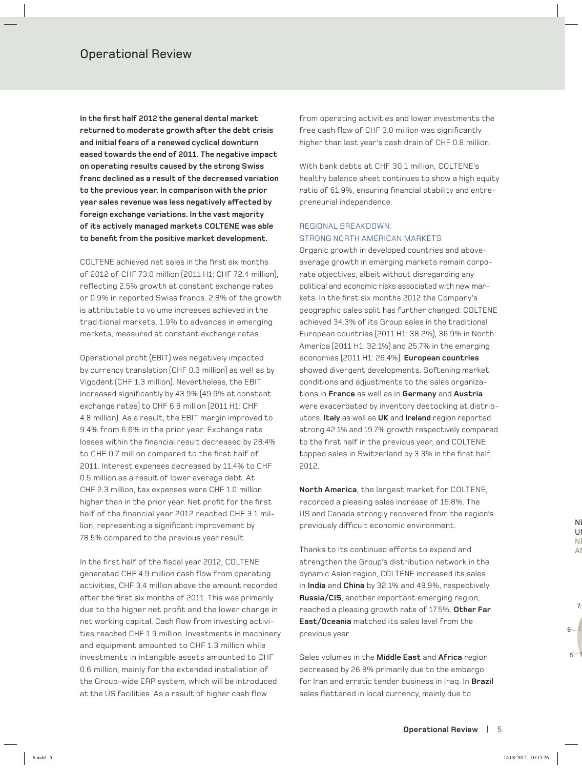# Operational Review

**In the first half 2012 the general dental market returned to moderate growth after the debt crisis and initial fears of a renewed cyclical downturn eased towards the end of 2011. The negative impact on operating results caused by the strong Swiss franc declined as a result of the decreased variation to the previous year. In comparison with the prior year sales revenue was less negatively affected by foreign exchange variations. In the vast majority of its actively managed markets COLTENE was able to benefit from the positive market development.**

COLTENE achieved net sales in the first six months of 2012 of CHF 73.0 million (2011 H1: CHF 72.4 million), reflecting 2.5% growth at constant exchange rates or 0.9% in reported Swiss francs. 2.8% of the growth is attributable to volume increases achieved in the traditional markets, 1.9% to advances in emerging markets, measured at constant exchange rates.

Operational profit (EBIT) was negatively impacted by currency translation (CHF 0.3 million) as well as by Vigodent (CHF 1.3 million). Nevertheless, the EBIT increased significantly by 43.9% (49.9% at constant exchange rates) to CHF 6.8 million (2011 H1: CHF 4.8 million). As a result, the EBIT margin improved to 9.4% from 6.6% in the prior year. Exchange rate losses within the financial result decreased by 28.4% to CHF 0.7 million compared to the first half of 2011. Interest expenses decreased by 11.4% to CHF 0.5 million as a result of lower average debt. At CHF 2.3 million, tax expenses were CHF 1.0 million higher than in the prior year. Net profit for the first half of the financial year 2012 reached CHF 3.1 million, representing a significant improvement by 78.5% compared to the previous year result.

In the first half of the fiscal year 2012, COLTENE generated CHF 4.9 million cash flow from operating activities, CHF 3.4 million above the amount recorded after the first six months of 2011. This was primarily due to the higher net profit and the lower change in net working capital. Cash flow from investing activities reached CHF 1.9 million. Investments in machinery and equipment amounted to CHF 1.3 million while investments in intangible assets amounted to CHF 0.6 million, mainly for the extended installation of the Group-wide ERP system, which will be introduced at the US facilities. As a result of higher cash flow from operating activities and lower investments the free cash flow of CHF 3.0 million was significantly higher than last year's cash drain of CHF 0.8 million.

With bank debts at CHF 30.1 million, COLTENE's healthy balance sheet continues to show a high equity ratio of 61.9%, ensuring financial stability and entrepreneurial independence.

## REGIONAL BREAKDOWN: STRONG NORTH AMERICAN MARKETS

Organic growth in developed countries and above-average growth in emerging markets remain corporate objectives, albeit without disregarding any political and economic risks associated with new markets. In the first six months 2012 the Company's geographic sales split has further changed: COLTENE achieved 34.3% of its Group sales in the traditional European countries (2011 H1: 38.2%), 36.9% in North America (2011 H1: 32.1%) and 25.7% in the emerging economies (2011 H1: 26.4%). **European countries** showed divergent developments. Softening market conditions and adjustments to the sales organizations in **France** as well as in **Germany** and **Austria** were exacerbated by inventory destocking at distributors. **Italy** as well as **UK** and **Ireland** region reported strong 42.1% and 19.7% growth respectively compared to the first half in the previous year, and COLTENE topped sales in Switzerland by 3.3% in the first half 2012.

**North America**, the largest market for COLTENE, recorded a pleasing sales increase of 15.8%. The US and Canada strongly recovered from the region's previously difficult economic environment.

Thanks to its continued efforts to expand and strengthen the Group's distribution network in the dynamic Asian region, COLTENE increased its sales in **India** and **China** by 32.1% and 49.9%, respectively. **Russia/CIS**, another important emerging region, reached a pleasing growth rate of 17.5%. **Other Far East/Oceania** matched its sales level from the previous year.

Sales volumes in the **Middle East** and **Africa** region decreased by 26.8% primarily due to the embargo for Iran and erratic tender business in Iraq. In **Brazil** sales flattened in local currency, mainly due to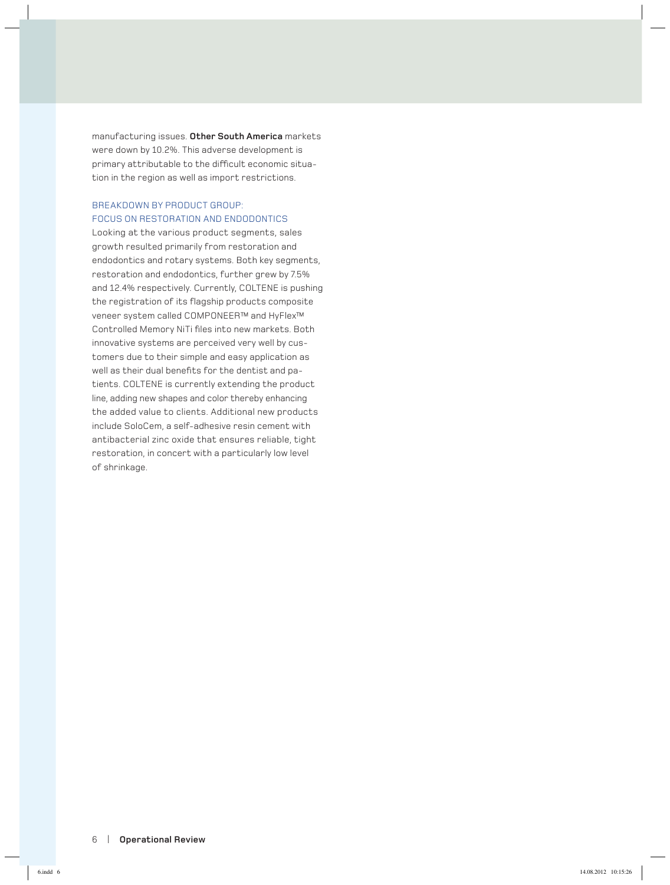manufacturing issues. **Other South America** markets were down by 10.2%. This adverse development is primary attributable to the difficult economic situation in the region as well as import restrictions.

## BREAKDOWN BY PRODUCT GROUP: FOCUS ON RESTORATION AND ENDODONTICS

Looking at the various product segments, sales growth resulted primarily from restoration and endodontics and rotary systems. Both key segments, restoration and endodontics, further grew by 7.5% and 12.4% respectively. Currently, COLTENE is pushing the registration of its flagship products composite veneer system called COMPONEER™ and HyFlex™ Controlled Memory NiTi files into new markets. Both innovative systems are perceived very well by customers due to their simple and easy application as well as their dual benefits for the dentist and patients. COLTENE is currently extending the product line, adding new shapes and color thereby enhancing the added value to clients. Additional new products include SoloCem, a self-adhesive resin cement with antibacterial zinc oxide that ensures reliable, tight restoration, in concert with a particularly low level of shrinkage.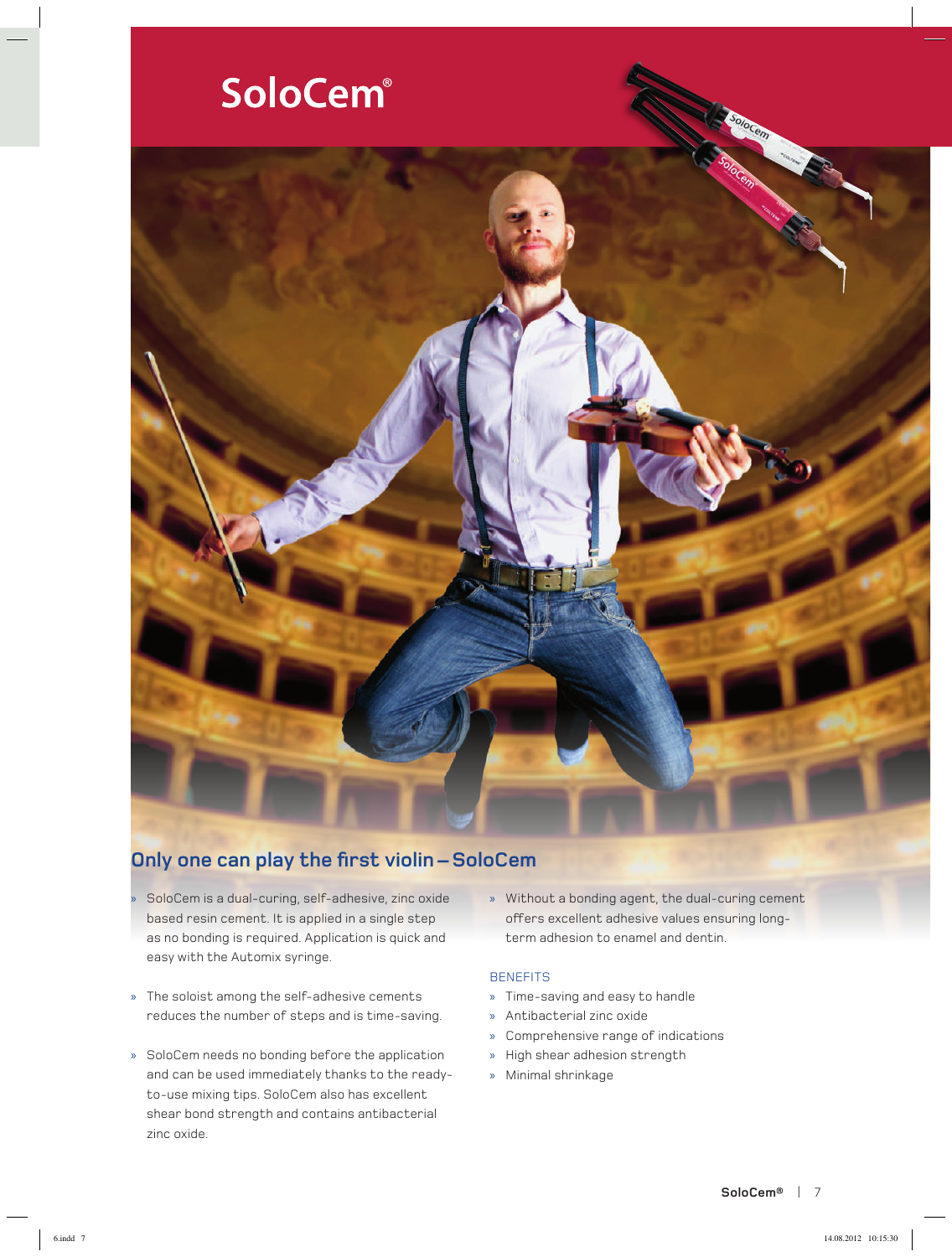# SoloCem®

## Only one can play the first violin – SoloCem

- SoloCem is a dual-curing, self-adhesive, zinc oxide based resin cement. It is applied in a single step as no bonding is required. Application is quick and easy with the Automix syringe.
- The soloist among the self-adhesive cements reduces the number of steps and is time-saving.
- SoloCem needs no bonding before the application and can be used immediately thanks to the ready-to-use mixing tips. SoloCem also has excellent shear bond strength and contains antibacterial zinc oxide.
- Without a bonding agent, the dual-curing cement offers excellent adhesive values ensuring long-term adhesion to enamel and dentin.

### BENEFITS

- Time-saving and easy to handle
- Antibacterial zinc oxide
- Comprehensive range of indications
- High shear adhesion strength
- Minimal shrinkage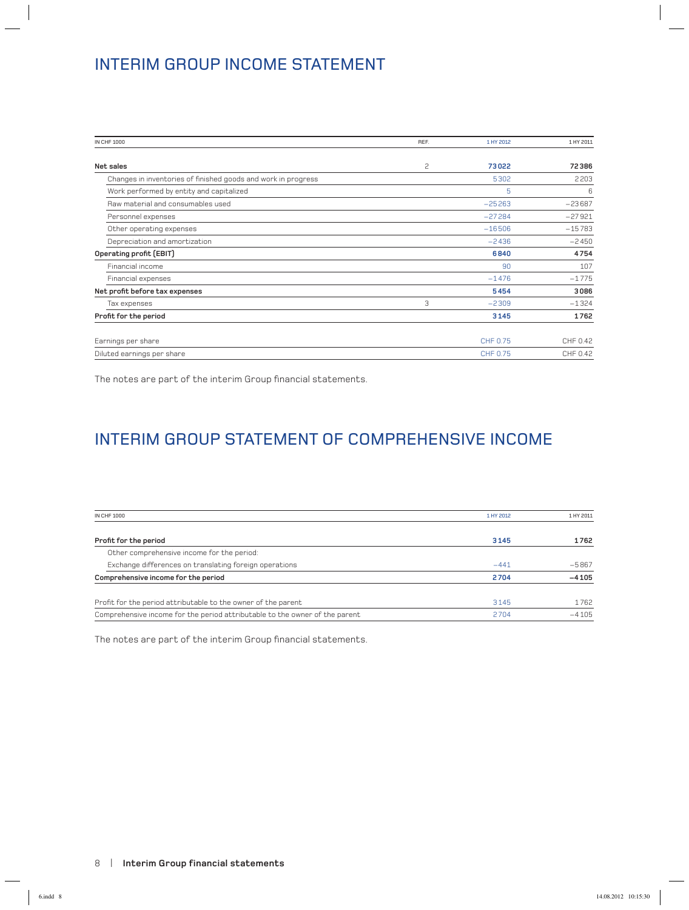# INTERIM GROUP INCOME STATEMENT

| IN CHF 1000 | REF. | 1 HY 2012 | 1 HY 2011 |
|---|---|---|---|
| **Net sales** | 2 | **73022** | **72386** |
| Changes in inventories of finished goods and work in progress | | 5302 | 2203 |
| Work performed by entity and capitalized | | 5 | 6 |
| Raw material and consumables used | | −25263 | −23687 |
| Personnel expenses | | −27284 | −27921 |
| Other operating expenses | | −16506 | −15783 |
| Depreciation and amortization | | −2436 | −2450 |
| **Operating profit (EBIT)** | | **6840** | **4754** |
| Financial income | | 90 | 107 |
| Financial expenses | | −1476 | −1775 |
| **Net profit before tax expenses** | | **5454** | **3086** |
| Tax expenses | 3 | −2309 | −1324 |
| **Profit for the period** | | **3145** | **1762** |
| Earnings per share | | CHF 0.75 | CHF 0.42 |
| Diluted earnings per share | | CHF 0.75 | CHF 0.42 |

The notes are part of the interim Group financial statements.

# INTERIM GROUP STATEMENT OF COMPREHENSIVE INCOME

| IN CHF 1000 | 1 HY 2012 | 1 HY 2011 |
|---|---|---|
| **Profit for the period** | **3145** | **1762** |
| Other comprehensive income for the period: | | |
| Exchange differences on translating foreign operations | −441 | −5867 |
| **Comprehensive income for the period** | **2704** | **−4105** |
| Profit for the period attributable to the owner of the parent | 3145 | 1762 |
| Comprehensive income for the period attributable to the owner of the parent | 2704 | −4105 |

The notes are part of the interim Group financial statements.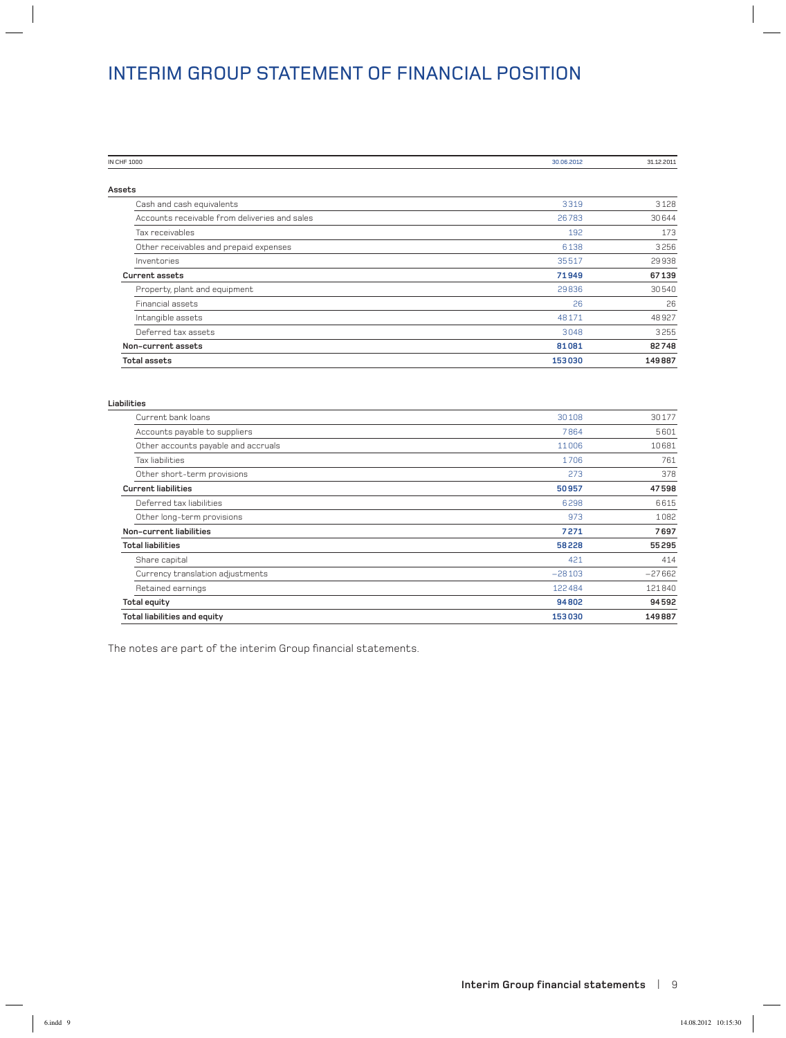# INTERIM GROUP STATEMENT OF FINANCIAL POSITION

| IN CHF 1000 | 30.06.2012 | 31.12.2011 |
|---|---|---|
| **Assets** | | |
| Cash and cash equivalents | 3319 | 3128 |
| Accounts receivable from deliveries and sales | 26783 | 30644 |
| Tax receivables | 192 | 173 |
| Other receivables and prepaid expenses | 6138 | 3256 |
| Inventories | 35517 | 29938 |
| **Current assets** | **71949** | **67139** |
| Property, plant and equipment | 29836 | 30540 |
| Financial assets | 26 | 26 |
| Intangible assets | 48171 | 48927 |
| Deferred tax assets | 3048 | 3255 |
| **Non-current assets** | **81081** | **82748** |
| **Total assets** | **153030** | **149887** |

| IN CHF 1000 | 30.06.2012 | 31.12.2011 |
|---|---|---|
| **Liabilities** | | |
| Current bank loans | 30108 | 30177 |
| Accounts payable to suppliers | 7864 | 5601 |
| Other accounts payable and accruals | 11006 | 10681 |
| Tax liabilities | 1706 | 761 |
| Other short-term provisions | 273 | 378 |
| **Current liabilities** | **50957** | **47598** |
| Deferred tax liabilities | 6298 | 6615 |
| Other long-term provisions | 973 | 1082 |
| **Non-current liabilities** | **7271** | **7697** |
| **Total liabilities** | **58228** | **55295** |
| Share capital | 421 | 414 |
| Currency translation adjustments | −28103 | −27662 |
| Retained earnings | 122484 | 121840 |
| **Total equity** | **94802** | **94592** |
| **Total liabilities and equity** | **153030** | **149887** |

The notes are part of the interim Group financial statements.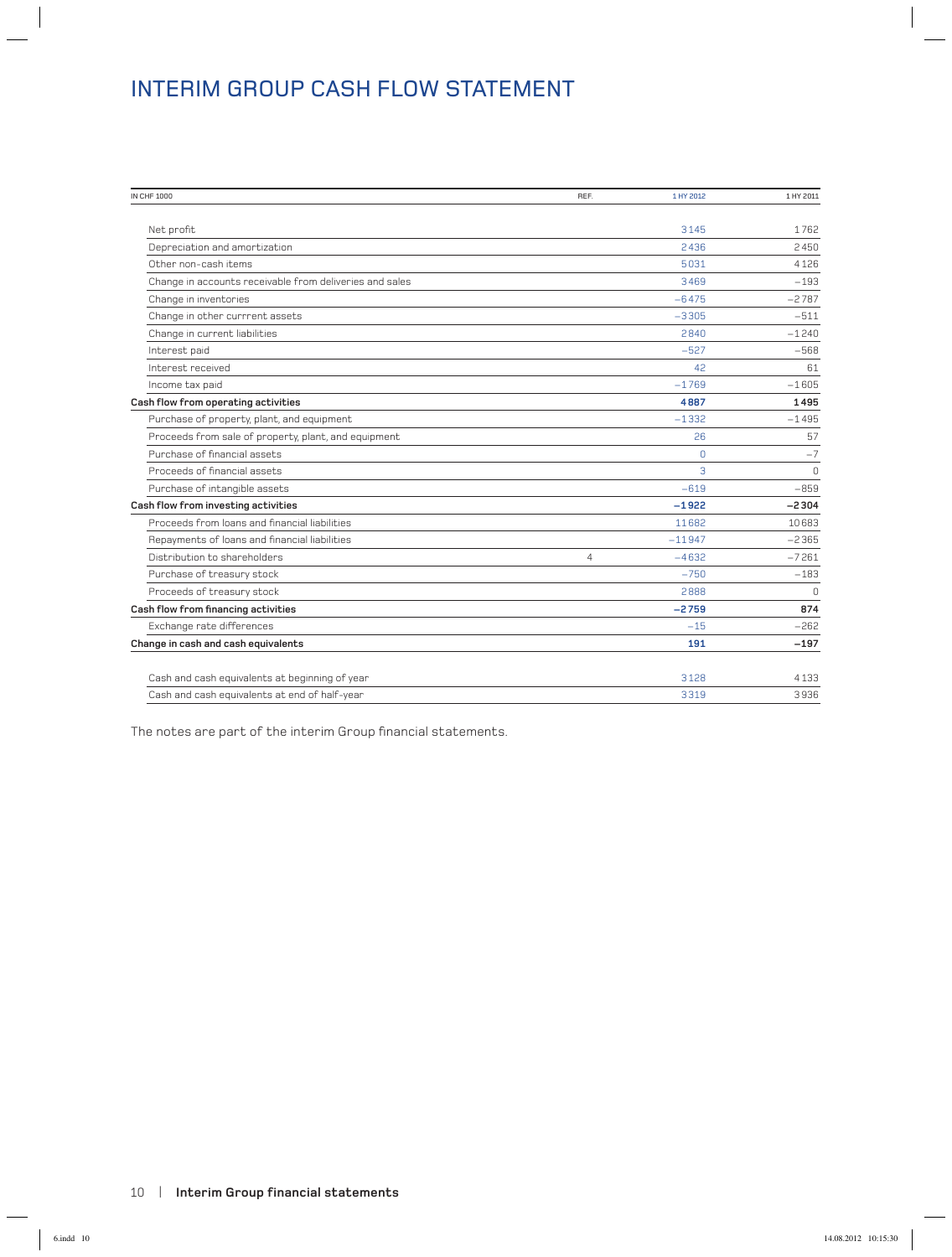# INTERIM GROUP CASH FLOW STATEMENT

| IN CHF 1000 | REF. | 1 HY 2012 | 1 HY 2011 |
|---|---|---|---|
| Net profit | | 3145 | 1762 |
| Depreciation and amortization | | 2436 | 2450 |
| Other non-cash items | | 5031 | 4126 |
| Change in accounts receivable from deliveries and sales | | 3469 | −193 |
| Change in inventories | | −6475 | −2787 |
| Change in other currrent assets | | −3305 | −511 |
| Change in current liabilities | | 2840 | −1240 |
| Interest paid | | −527 | −568 |
| Interest received | | 42 | 61 |
| Income tax paid | | −1769 | −1605 |
| **Cash flow from operating activities** | | **4887** | **1495** |
| Purchase of property, plant, and equipment | | −1332 | −1495 |
| Proceeds from sale of property, plant, and equipment | | 26 | 57 |
| Purchase of financial assets | | 0 | −7 |
| Proceeds of financial assets | | 3 | 0 |
| Purchase of intangible assets | | −619 | −859 |
| **Cash flow from investing activities** | | **−1922** | **−2304** |
| Proceeds from loans and financial liabilities | | 11682 | 10683 |
| Repayments of loans and financial liabilities | | −11947 | −2365 |
| Distribution to shareholders | 4 | −4632 | −7261 |
| Purchase of treasury stock | | −750 | −183 |
| Proceeds of treasury stock | | 2888 | 0 |
| **Cash flow from financing activities** | | **−2759** | **874** |
| Exchange rate differences | | −15 | −262 |
| **Change in cash and cash equivalents** | | **191** | **−197** |
| | | | |
| Cash and cash equivalents at beginning of year | | 3128 | 4133 |
| Cash and cash equivalents at end of half-year | | 3319 | 3936 |

The notes are part of the interim Group financial statements.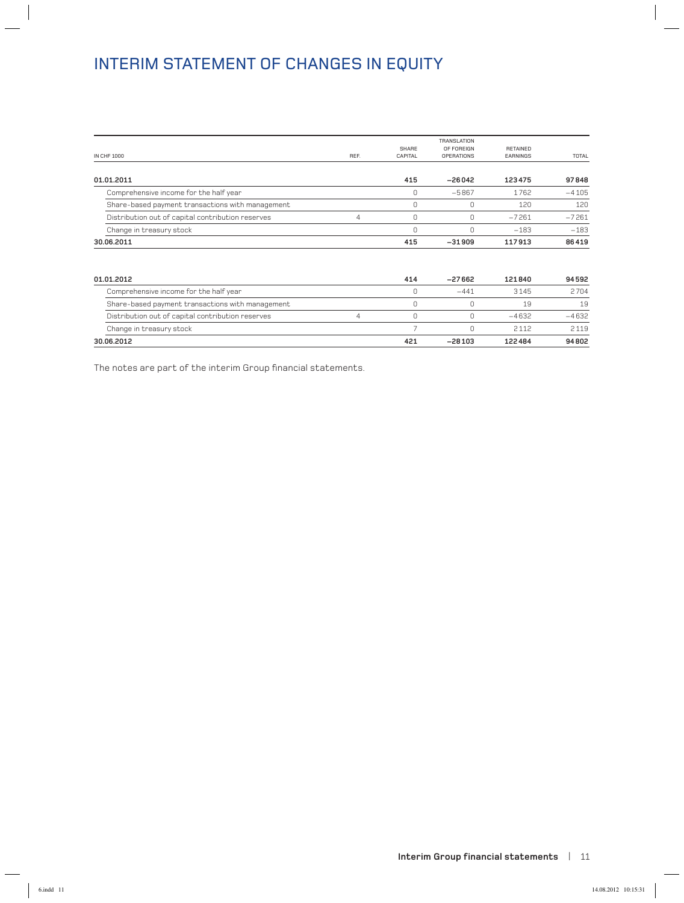# INTERIM STATEMENT OF CHANGES IN EQUITY

| IN CHF 1000 | REF. | SHARE CAPITAL | TRANSLATION OF FOREIGN OPERATIONS | RETAINED EARNINGS | TOTAL |
|---|---|---|---|---|---|
| **01.01.2011** | | **415** | **−26042** | **123475** | **97848** |
| Comprehensive income for the half year | | 0 | −5867 | 1762 | −4105 |
| Share-based payment transactions with management | | 0 | 0 | 120 | 120 |
| Distribution out of capital contribution reserves | 4 | 0 | 0 | −7261 | −7261 |
| Change in treasury stock | | 0 | 0 | −183 | −183 |
| **30.06.2011** | | **415** | **−31909** | **117913** | **86419** |
| | | | | | |
| **01.01.2012** | | **414** | **−27662** | **121840** | **94592** |
| Comprehensive income for the half year | | 0 | −441 | 3145 | 2704 |
| Share-based payment transactions with management | | 0 | 0 | 19 | 19 |
| Distribution out of capital contribution reserves | 4 | 0 | 0 | −4632 | −4632 |
| Change in treasury stock | | 7 | 0 | 2112 | 2119 |
| **30.06.2012** | | **421** | **−28103** | **122484** | **94802** |

The notes are part of the interim Group financial statements.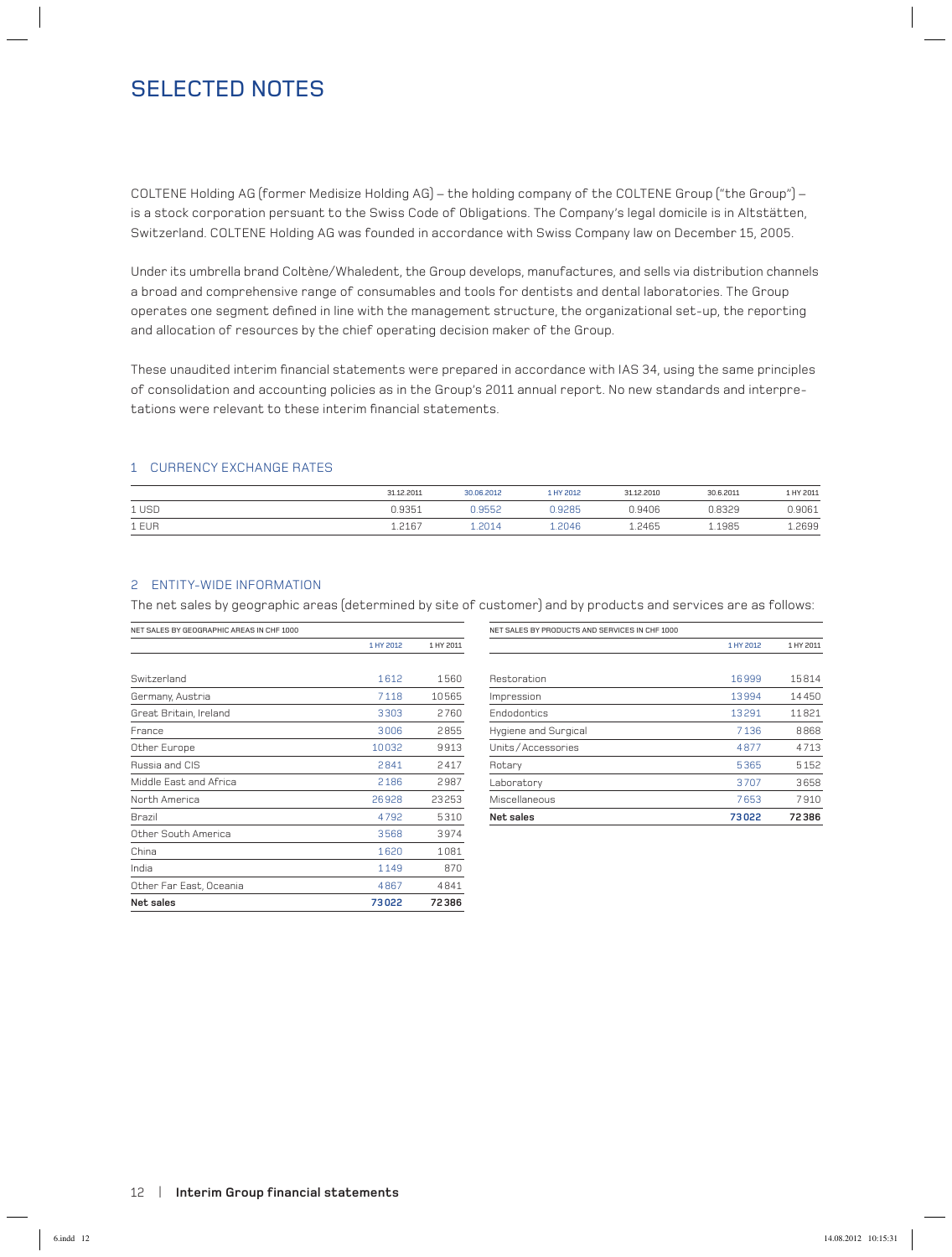# SELECTED NOTES

COLTENE Holding AG (former Medisize Holding AG) – the holding company of the COLTENE Group ("the Group") – is a stock corporation persuant to the Swiss Code of Obligations. The Company's legal domicile is in Altstätten, Switzerland. COLTENE Holding AG was founded in accordance with Swiss Company law on December 15, 2005.

Under its umbrella brand Coltène/Whaledent, the Group develops, manufactures, and sells via distribution channels a broad and comprehensive range of consumables and tools for dentists and dental laboratories. The Group operates one segment defined in line with the management structure, the organizational set-up, the reporting and allocation of resources by the chief operating decision maker of the Group.

These unaudited interim financial statements were prepared in accordance with IAS 34, using the same principles of consolidation and accounting policies as in the Group's 2011 annual report. No new standards and interpretations were relevant to these interim financial statements.

## 1 CURRENCY EXCHANGE RATES

| | 31.12.2011 | 30.06.2012 | 1 HY 2012 | 31.12.2010 | 30.6.2011 | 1 HY 2011 |
|---|---|---|---|---|---|---|
| 1 USD | 0.9351 | 0.9552 | 0.9285 | 0.9406 | 0.8329 | 0.9061 |
| 1 EUR | 1.2167 | 1.2014 | 1.2046 | 1.2465 | 1.1985 | 1.2699 |

## 2 ENTITY-WIDE INFORMATION

The net sales by geographic areas (determined by site of customer) and by products and services are as follows:

NET SALES BY GEOGRAPHIC AREAS IN CHF 1000

| | 1 HY 2012 | 1 HY 2011 |
|---|---|---|
| Switzerland | 1612 | 1560 |
| Germany, Austria | 7118 | 10565 |
| Great Britain, Ireland | 3303 | 2760 |
| France | 3006 | 2855 |
| Other Europe | 10032 | 9913 |
| Russia and CIS | 2841 | 2417 |
| Middle East and Africa | 2186 | 2987 |
| North America | 26928 | 23253 |
| Brazil | 4792 | 5310 |
| Other South America | 3568 | 3974 |
| China | 1620 | 1081 |
| India | 1149 | 870 |
| Other Far East, Oceania | 4867 | 4841 |
| **Net sales** | **73022** | **72386** |

NET SALES BY PRODUCTS AND SERVICES IN CHF 1000

| | 1 HY 2012 | 1 HY 2011 |
|---|---|---|
| Restoration | 16999 | 15814 |
| Impression | 13994 | 14450 |
| Endodontics | 13291 | 11821 |
| Hygiene and Surgical | 7136 | 8868 |
| Units / Accessories | 4877 | 4713 |
| Rotary | 5365 | 5152 |
| Laboratory | 3707 | 3658 |
| Miscellaneous | 7653 | 7910 |
| **Net sales** | **73022** | **72386** |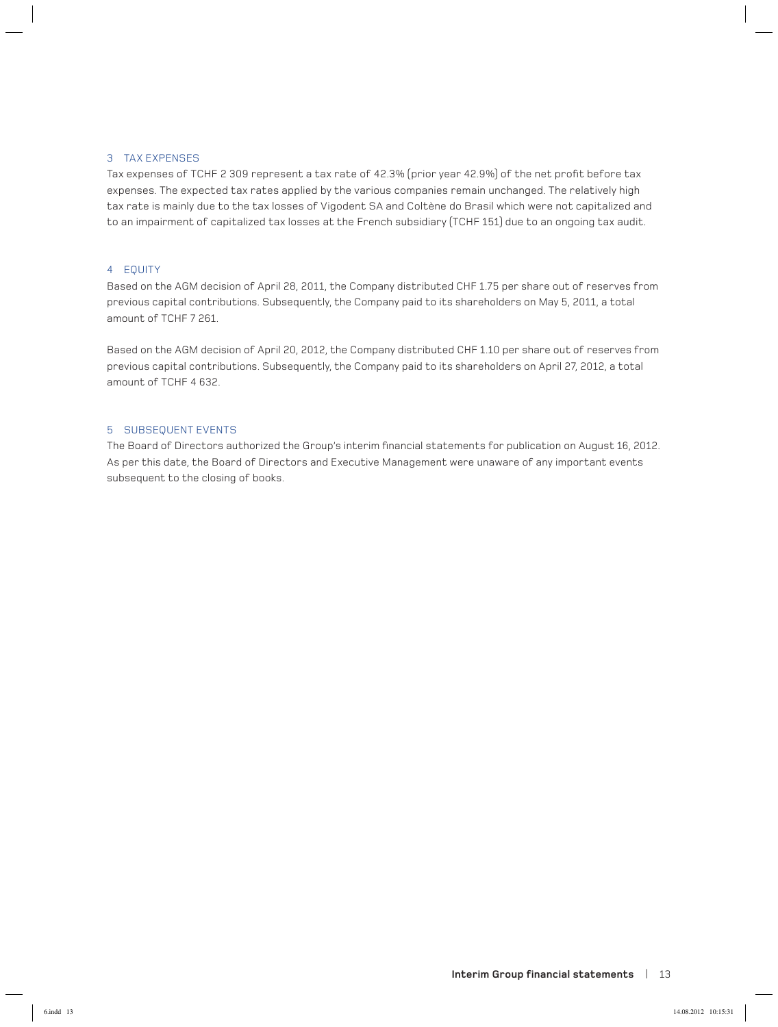## 3 TAX EXPENSES

Tax expenses of TCHF 2 309 represent a tax rate of 42.3% (prior year 42.9%) of the net profit before tax expenses. The expected tax rates applied by the various companies remain unchanged. The relatively high tax rate is mainly due to the tax losses of Vigodent SA and Coltène do Brasil which were not capitalized and to an impairment of capitalized tax losses at the French subsidiary (TCHF 151) due to an ongoing tax audit.

## 4 EQUITY

Based on the AGM decision of April 28, 2011, the Company distributed CHF 1.75 per share out of reserves from previous capital contributions. Subsequently, the Company paid to its shareholders on May 5, 2011, a total amount of TCHF 7 261.

Based on the AGM decision of April 20, 2012, the Company distributed CHF 1.10 per share out of reserves from previous capital contributions. Subsequently, the Company paid to its shareholders on April 27, 2012, a total amount of TCHF 4 632.

## 5 SUBSEQUENT EVENTS

The Board of Directors authorized the Group's interim financial statements for publication on August 16, 2012. As per this date, the Board of Directors and Executive Management were unaware of any important events subsequent to the closing of books.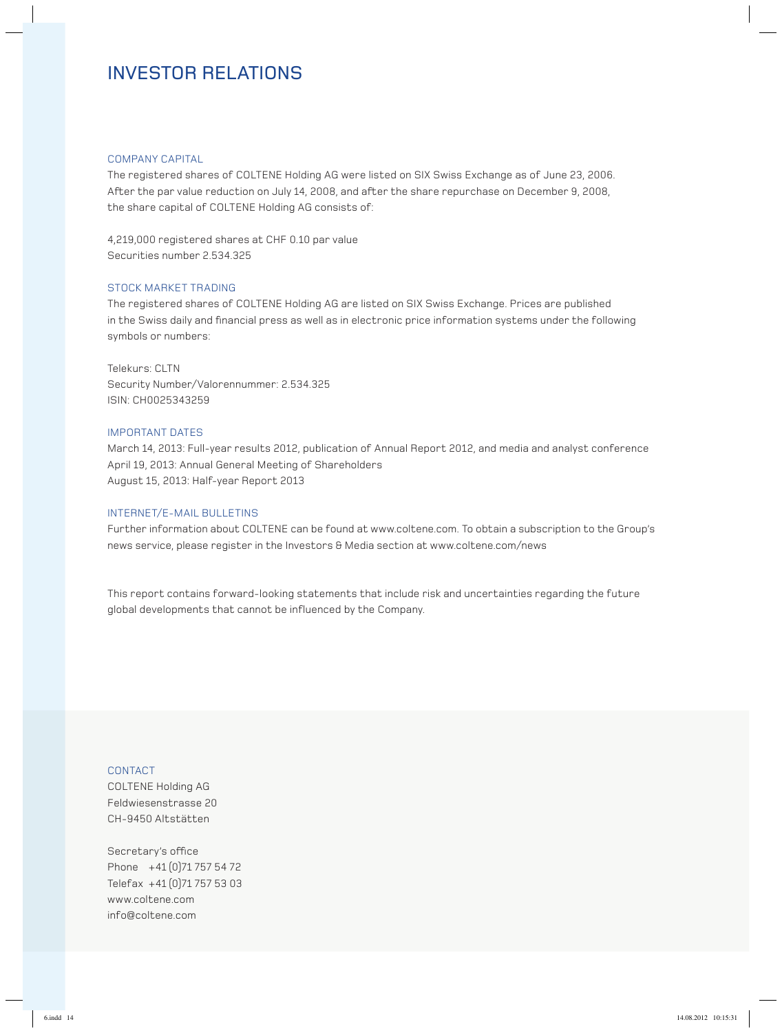# INVESTOR RELATIONS

## COMPANY CAPITAL

The registered shares of COLTENE Holding AG were listed on SIX Swiss Exchange as of June 23, 2006. After the par value reduction on July 14, 2008, and after the share repurchase on December 9, 2008, the share capital of COLTENE Holding AG consists of:

4,219,000 registered shares at CHF 0.10 par value
Securities number 2.534.325

## STOCK MARKET TRADING

The registered shares of COLTENE Holding AG are listed on SIX Swiss Exchange. Prices are published in the Swiss daily and financial press as well as in electronic price information systems under the following symbols or numbers:

Telekurs: CLTN
Security Number/Valorennummer: 2.534.325
ISIN: CH0025343259

## IMPORTANT DATES

March 14, 2013: Full-year results 2012, publication of Annual Report 2012, and media and analyst conference
April 19, 2013: Annual General Meeting of Shareholders
August 15, 2013: Half-year Report 2013

## INTERNET/E-MAIL BULLETINS

Further information about COLTENE can be found at www.coltene.com. To obtain a subscription to the Group's news service, please register in the Investors & Media section at www.coltene.com/news

This report contains forward-looking statements that include risk and uncertainties regarding the future global developments that cannot be influenced by the Company.

## CONTACT

COLTENE Holding AG
Feldwiesenstrasse 20
CH-9450 Altstätten

Secretary's office
Phone +41 (0)71 757 54 72
Telefax +41 (0)71 757 53 03
www.coltene.com
info@coltene.com